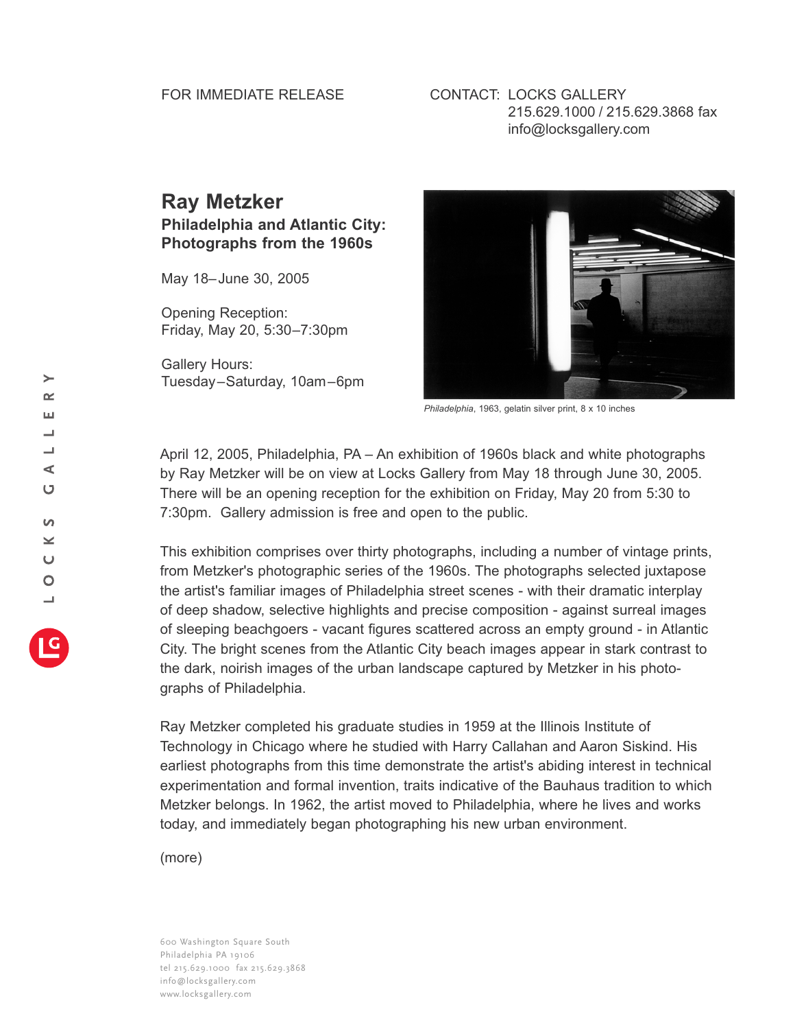FOR IMMEDIATE RELEASE

CONTACT: LOCKS GALLERY
215.629.1000 / 215.629.3868 fax
info@locksgallery.com

# Ray Metzker

## Philadelphia and Atlantic City: Photographs from the 1960s

May 18–June 30, 2005

Opening Reception:
Friday, May 20, 5:30–7:30pm

Gallery Hours:
Tuesday–Saturday, 10am–6pm

*Philadelphia*, 1963, gelatin silver print, 8 x 10 inches

April 12, 2005, Philadelphia, PA – An exhibition of 1960s black and white photographs by Ray Metzker will be on view at Locks Gallery from May 18 through June 30, 2005. There will be an opening reception for the exhibition on Friday, May 20 from 5:30 to 7:30pm. Gallery admission is free and open to the public.

This exhibition comprises over thirty photographs, including a number of vintage prints, from Metzker's photographic series of the 1960s. The photographs selected juxtapose the artist's familiar images of Philadelphia street scenes - with their dramatic interplay of deep shadow, selective highlights and precise composition - against surreal images of sleeping beachgoers - vacant figures scattered across an empty ground - in Atlantic City. The bright scenes from the Atlantic City beach images appear in stark contrast to the dark, noirish images of the urban landscape captured by Metzker in his photographs of Philadelphia.

Ray Metzker completed his graduate studies in 1959 at the Illinois Institute of Technology in Chicago where he studied with Harry Callahan and Aaron Siskind. His earliest photographs from this time demonstrate the artist's abiding interest in technical experimentation and formal invention, traits indicative of the Bauhaus tradition to which Metzker belongs. In 1962, the artist moved to Philadelphia, where he lives and works today, and immediately began photographing his new urban environment.

(more)

600 Washington Square South
Philadelphia PA 19106
tel 215.629.1000 fax 215.629.3868
info@locksgallery.com
www.locksgallery.com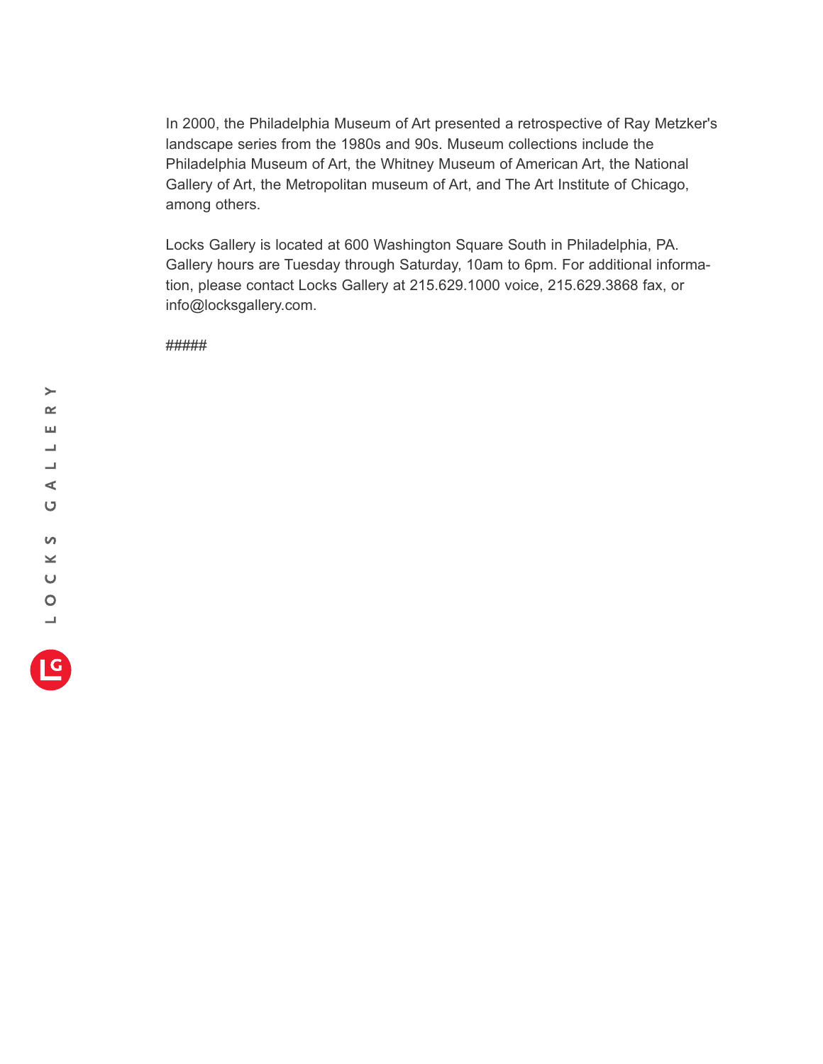In 2000, the Philadelphia Museum of Art presented a retrospective of Ray Metzker's landscape series from the 1980s and 90s. Museum collections include the Philadelphia Museum of Art, the Whitney Museum of American Art, the National Gallery of Art, the Metropolitan museum of Art, and The Art Institute of Chicago, among others.

Locks Gallery is located at 600 Washington Square South in Philadelphia, PA. Gallery hours are Tuesday through Saturday, 10am to 6pm. For additional information, please contact Locks Gallery at 215.629.1000 voice, 215.629.3868 fax, or info@locksgallery.com.

#####